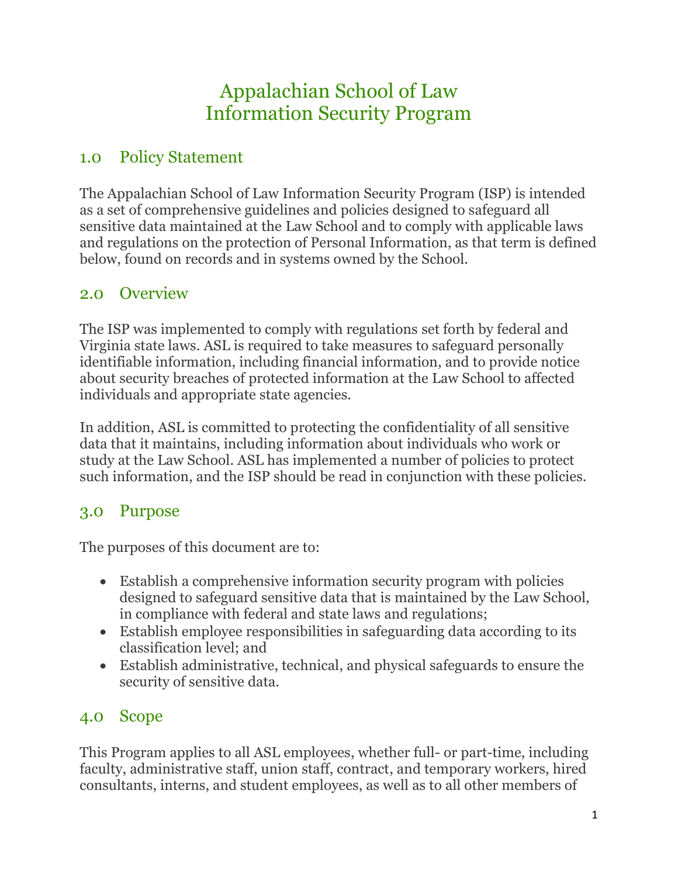# Appalachian School of Law
# Information Security Program

## 1.0 Policy Statement

The Appalachian School of Law Information Security Program (ISP) is intended as a set of comprehensive guidelines and policies designed to safeguard all sensitive data maintained at the Law School and to comply with applicable laws and regulations on the protection of Personal Information, as that term is defined below, found on records and in systems owned by the School.

## 2.0 Overview

The ISP was implemented to comply with regulations set forth by federal and Virginia state laws. ASL is required to take measures to safeguard personally identifiable information, including financial information, and to provide notice about security breaches of protected information at the Law School to affected individuals and appropriate state agencies.

In addition, ASL is committed to protecting the confidentiality of all sensitive data that it maintains, including information about individuals who work or study at the Law School. ASL has implemented a number of policies to protect such information, and the ISP should be read in conjunction with these policies.

## 3.0 Purpose

The purposes of this document are to:

- Establish a comprehensive information security program with policies designed to safeguard sensitive data that is maintained by the Law School, in compliance with federal and state laws and regulations;
- Establish employee responsibilities in safeguarding data according to its classification level; and
- Establish administrative, technical, and physical safeguards to ensure the security of sensitive data.

## 4.0 Scope

This Program applies to all ASL employees, whether full- or part-time, including faculty, administrative staff, union staff, contract, and temporary workers, hired consultants, interns, and student employees, as well as to all other members of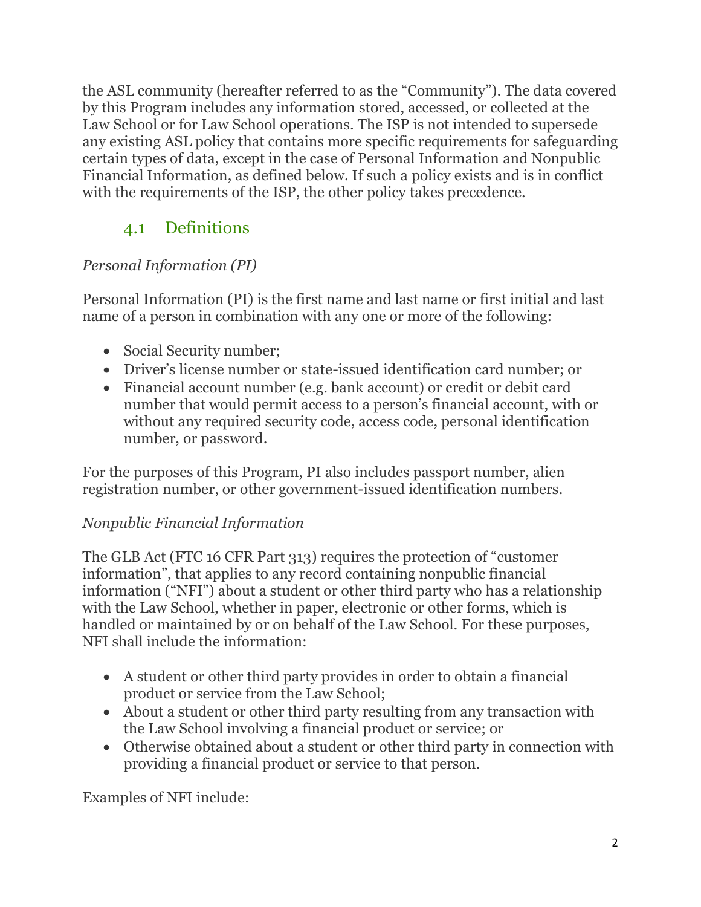the ASL community (hereafter referred to as the "Community"). The data covered by this Program includes any information stored, accessed, or collected at the Law School or for Law School operations. The ISP is not intended to supersede any existing ASL policy that contains more specific requirements for safeguarding certain types of data, except in the case of Personal Information and Nonpublic Financial Information, as defined below. If such a policy exists and is in conflict with the requirements of the ISP, the other policy takes precedence.

## 4.1 Definitions

*Personal Information (PI)*

Personal Information (PI) is the first name and last name or first initial and last name of a person in combination with any one or more of the following:

- Social Security number;
- Driver's license number or state-issued identification card number; or
- Financial account number (e.g. bank account) or credit or debit card number that would permit access to a person's financial account, with or without any required security code, access code, personal identification number, or password.

For the purposes of this Program, PI also includes passport number, alien registration number, or other government-issued identification numbers.

*Nonpublic Financial Information*

The GLB Act (FTC 16 CFR Part 313) requires the protection of "customer information", that applies to any record containing nonpublic financial information ("NFI") about a student or other third party who has a relationship with the Law School, whether in paper, electronic or other forms, which is handled or maintained by or on behalf of the Law School. For these purposes, NFI shall include the information:

- A student or other third party provides in order to obtain a financial product or service from the Law School;
- About a student or other third party resulting from any transaction with the Law School involving a financial product or service; or
- Otherwise obtained about a student or other third party in connection with providing a financial product or service to that person.

Examples of NFI include: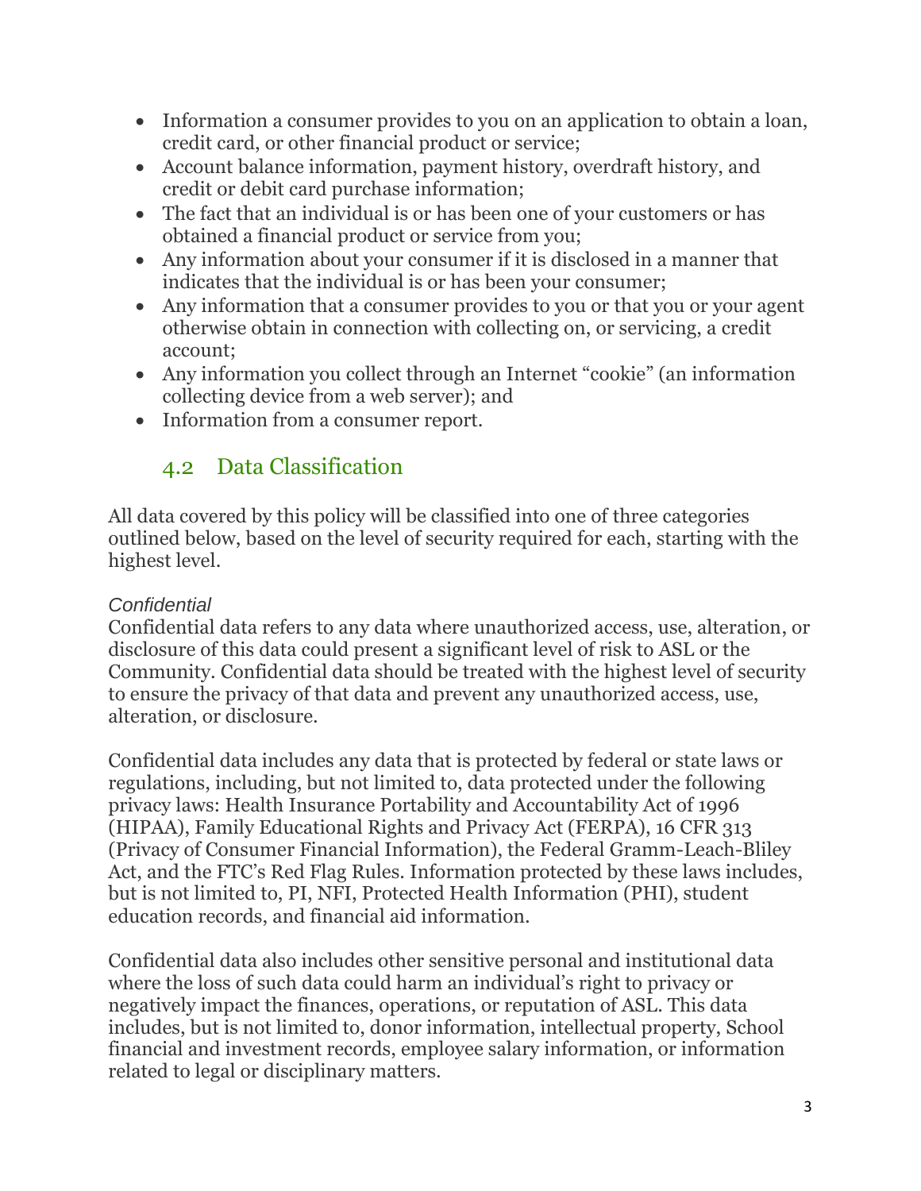- Information a consumer provides to you on an application to obtain a loan, credit card, or other financial product or service;
- Account balance information, payment history, overdraft history, and credit or debit card purchase information;
- The fact that an individual is or has been one of your customers or has obtained a financial product or service from you;
- Any information about your consumer if it is disclosed in a manner that indicates that the individual is or has been your consumer;
- Any information that a consumer provides to you or that you or your agent otherwise obtain in connection with collecting on, or servicing, a credit account;
- Any information you collect through an Internet "cookie" (an information collecting device from a web server); and
- Information from a consumer report.

## 4.2 Data Classification

All data covered by this policy will be classified into one of three categories outlined below, based on the level of security required for each, starting with the highest level.

*Confidential*

Confidential data refers to any data where unauthorized access, use, alteration, or disclosure of this data could present a significant level of risk to ASL or the Community. Confidential data should be treated with the highest level of security to ensure the privacy of that data and prevent any unauthorized access, use, alteration, or disclosure.

Confidential data includes any data that is protected by federal or state laws or regulations, including, but not limited to, data protected under the following privacy laws: Health Insurance Portability and Accountability Act of 1996 (HIPAA), Family Educational Rights and Privacy Act (FERPA), 16 CFR 313 (Privacy of Consumer Financial Information), the Federal Gramm-Leach-Bliley Act, and the FTC's Red Flag Rules. Information protected by these laws includes, but is not limited to, PI, NFI, Protected Health Information (PHI), student education records, and financial aid information.

Confidential data also includes other sensitive personal and institutional data where the loss of such data could harm an individual's right to privacy or negatively impact the finances, operations, or reputation of ASL. This data includes, but is not limited to, donor information, intellectual property, School financial and investment records, employee salary information, or information related to legal or disciplinary matters.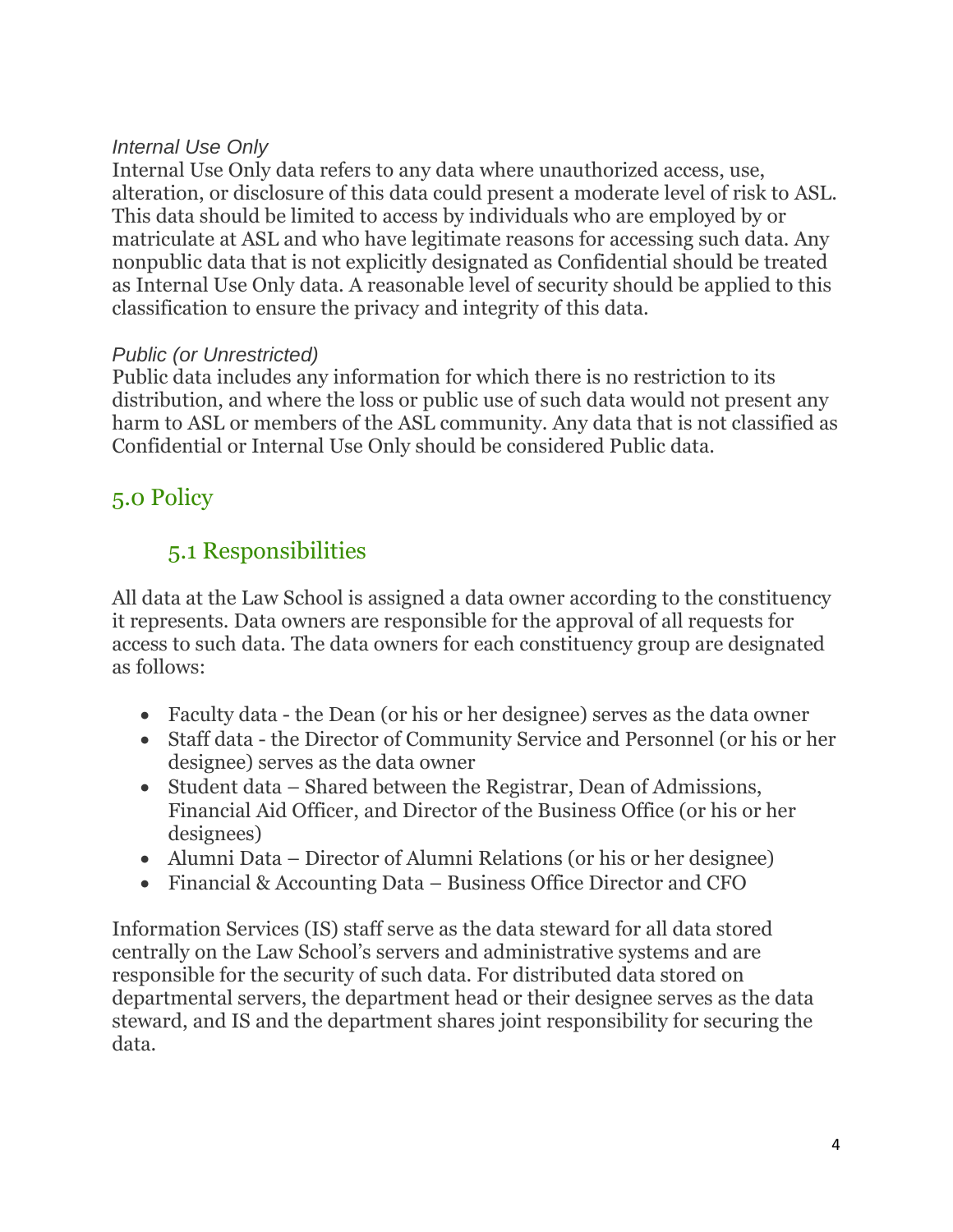*Internal Use Only*

Internal Use Only data refers to any data where unauthorized access, use, alteration, or disclosure of this data could present a moderate level of risk to ASL. This data should be limited to access by individuals who are employed by or matriculate at ASL and who have legitimate reasons for accessing such data. Any nonpublic data that is not explicitly designated as Confidential should be treated as Internal Use Only data. A reasonable level of security should be applied to this classification to ensure the privacy and integrity of this data.

*Public (or Unrestricted)*

Public data includes any information for which there is no restriction to its distribution, and where the loss or public use of such data would not present any harm to ASL or members of the ASL community. Any data that is not classified as Confidential or Internal Use Only should be considered Public data.

## 5.0 Policy

### 5.1 Responsibilities

All data at the Law School is assigned a data owner according to the constituency it represents. Data owners are responsible for the approval of all requests for access to such data. The data owners for each constituency group are designated as follows:

- Faculty data - the Dean (or his or her designee) serves as the data owner
- Staff data - the Director of Community Service and Personnel (or his or her designee) serves as the data owner
- Student data – Shared between the Registrar, Dean of Admissions, Financial Aid Officer, and Director of the Business Office (or his or her designees)
- Alumni Data – Director of Alumni Relations (or his or her designee)
- Financial & Accounting Data – Business Office Director and CFO

Information Services (IS) staff serve as the data steward for all data stored centrally on the Law School's servers and administrative systems and are responsible for the security of such data. For distributed data stored on departmental servers, the department head or their designee serves as the data steward, and IS and the department shares joint responsibility for securing the data.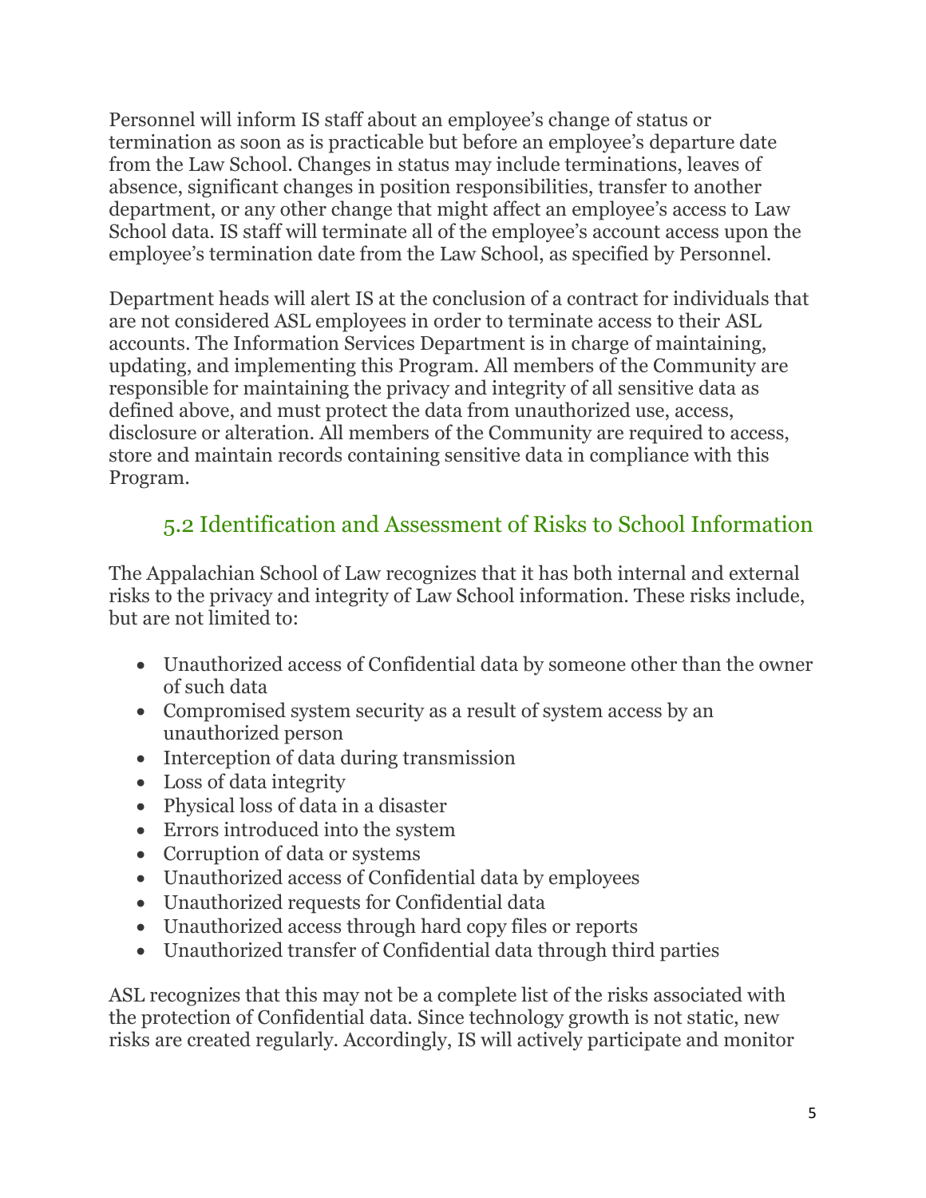Personnel will inform IS staff about an employee's change of status or termination as soon as is practicable but before an employee's departure date from the Law School. Changes in status may include terminations, leaves of absence, significant changes in position responsibilities, transfer to another department, or any other change that might affect an employee's access to Law School data. IS staff will terminate all of the employee's account access upon the employee's termination date from the Law School, as specified by Personnel.

Department heads will alert IS at the conclusion of a contract for individuals that are not considered ASL employees in order to terminate access to their ASL accounts. The Information Services Department is in charge of maintaining, updating, and implementing this Program. All members of the Community are responsible for maintaining the privacy and integrity of all sensitive data as defined above, and must protect the data from unauthorized use, access, disclosure or alteration. All members of the Community are required to access, store and maintain records containing sensitive data in compliance with this Program.

## 5.2 Identification and Assessment of Risks to School Information

The Appalachian School of Law recognizes that it has both internal and external risks to the privacy and integrity of Law School information. These risks include, but are not limited to:

- Unauthorized access of Confidential data by someone other than the owner of such data
- Compromised system security as a result of system access by an unauthorized person
- Interception of data during transmission
- Loss of data integrity
- Physical loss of data in a disaster
- Errors introduced into the system
- Corruption of data or systems
- Unauthorized access of Confidential data by employees
- Unauthorized requests for Confidential data
- Unauthorized access through hard copy files or reports
- Unauthorized transfer of Confidential data through third parties

ASL recognizes that this may not be a complete list of the risks associated with the protection of Confidential data. Since technology growth is not static, new risks are created regularly. Accordingly, IS will actively participate and monitor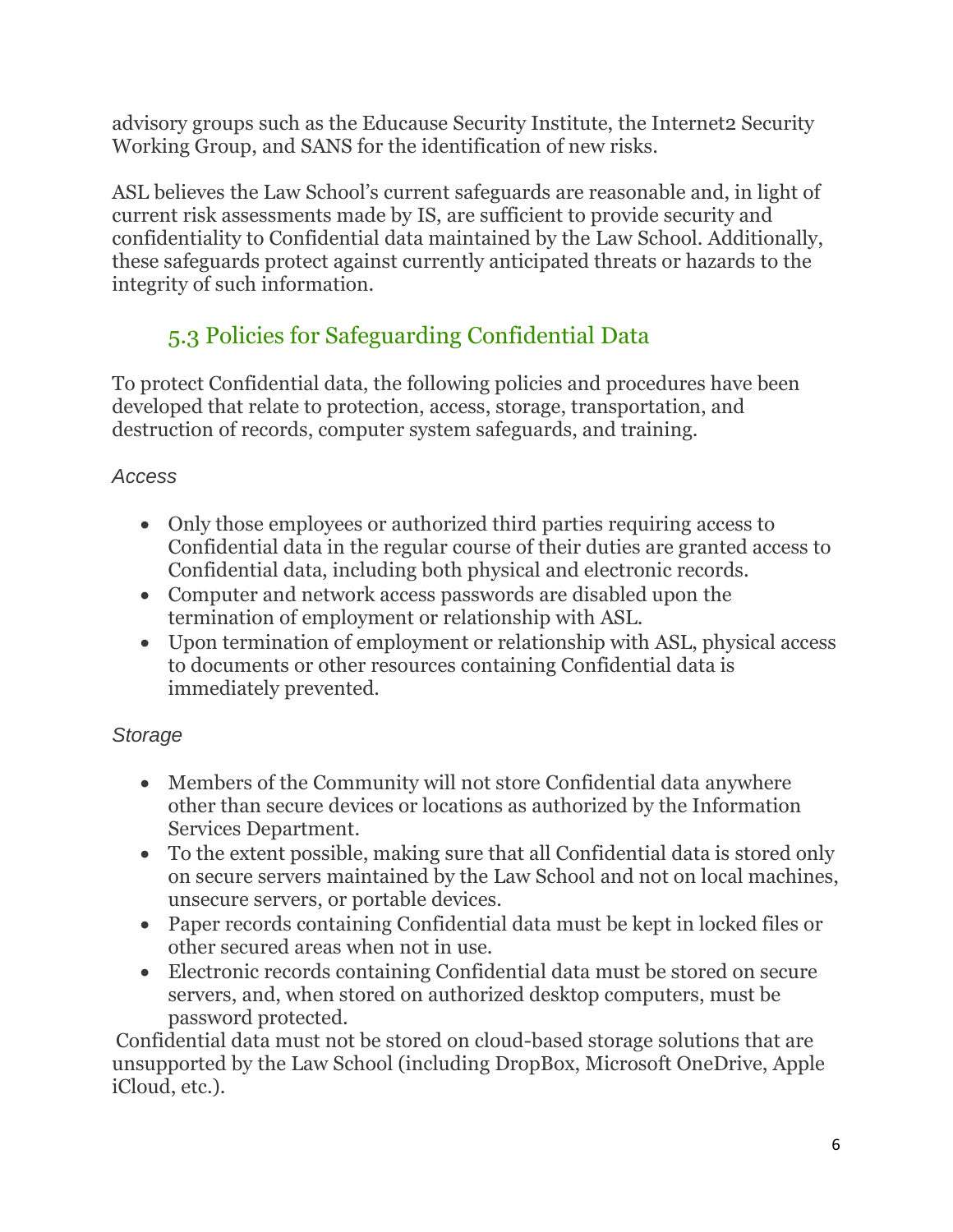advisory groups such as the Educause Security Institute, the Internet2 Security Working Group, and SANS for the identification of new risks.

ASL believes the Law School's current safeguards are reasonable and, in light of current risk assessments made by IS, are sufficient to provide security and confidentiality to Confidential data maintained by the Law School. Additionally, these safeguards protect against currently anticipated threats or hazards to the integrity of such information.

## 5.3 Policies for Safeguarding Confidential Data

To protect Confidential data, the following policies and procedures have been developed that relate to protection, access, storage, transportation, and destruction of records, computer system safeguards, and training.

*Access*

- Only those employees or authorized third parties requiring access to Confidential data in the regular course of their duties are granted access to Confidential data, including both physical and electronic records.
- Computer and network access passwords are disabled upon the termination of employment or relationship with ASL.
- Upon termination of employment or relationship with ASL, physical access to documents or other resources containing Confidential data is immediately prevented.

*Storage*

- Members of the Community will not store Confidential data anywhere other than secure devices or locations as authorized by the Information Services Department.
- To the extent possible, making sure that all Confidential data is stored only on secure servers maintained by the Law School and not on local machines, unsecure servers, or portable devices.
- Paper records containing Confidential data must be kept in locked files or other secured areas when not in use.
- Electronic records containing Confidential data must be stored on secure servers, and, when stored on authorized desktop computers, must be password protected.

Confidential data must not be stored on cloud-based storage solutions that are unsupported by the Law School (including DropBox, Microsoft OneDrive, Apple iCloud, etc.).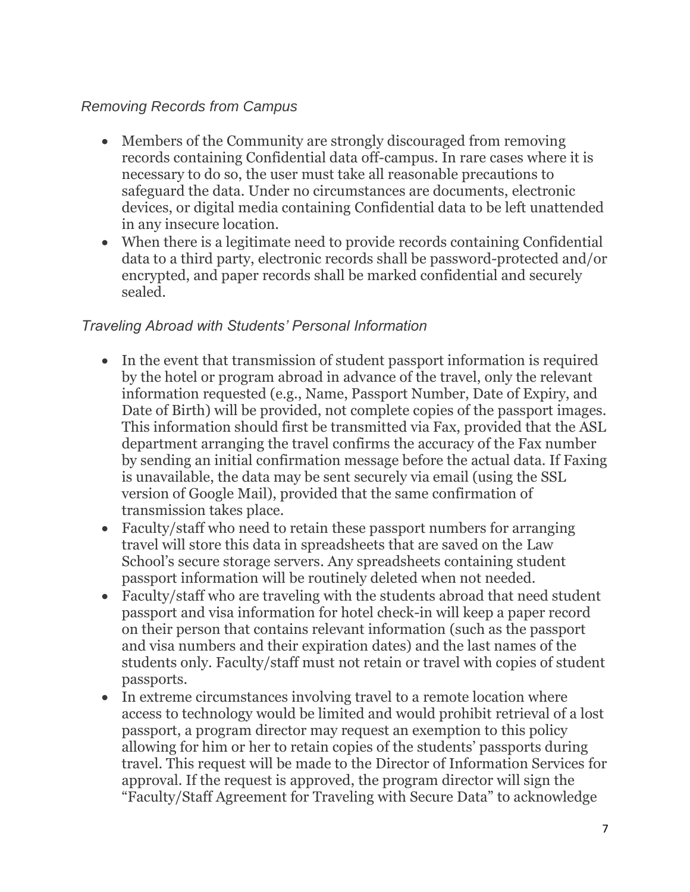*Removing Records from Campus*

- Members of the Community are strongly discouraged from removing records containing Confidential data off-campus. In rare cases where it is necessary to do so, the user must take all reasonable precautions to safeguard the data. Under no circumstances are documents, electronic devices, or digital media containing Confidential data to be left unattended in any insecure location.
- When there is a legitimate need to provide records containing Confidential data to a third party, electronic records shall be password-protected and/or encrypted, and paper records shall be marked confidential and securely sealed.

*Traveling Abroad with Students' Personal Information*

- In the event that transmission of student passport information is required by the hotel or program abroad in advance of the travel, only the relevant information requested (e.g., Name, Passport Number, Date of Expiry, and Date of Birth) will be provided, not complete copies of the passport images. This information should first be transmitted via Fax, provided that the ASL department arranging the travel confirms the accuracy of the Fax number by sending an initial confirmation message before the actual data. If Faxing is unavailable, the data may be sent securely via email (using the SSL version of Google Mail), provided that the same confirmation of transmission takes place.
- Faculty/staff who need to retain these passport numbers for arranging travel will store this data in spreadsheets that are saved on the Law School's secure storage servers. Any spreadsheets containing student passport information will be routinely deleted when not needed.
- Faculty/staff who are traveling with the students abroad that need student passport and visa information for hotel check-in will keep a paper record on their person that contains relevant information (such as the passport and visa numbers and their expiration dates) and the last names of the students only. Faculty/staff must not retain or travel with copies of student passports.
- In extreme circumstances involving travel to a remote location where access to technology would be limited and would prohibit retrieval of a lost passport, a program director may request an exemption to this policy allowing for him or her to retain copies of the students' passports during travel. This request will be made to the Director of Information Services for approval. If the request is approved, the program director will sign the "Faculty/Staff Agreement for Traveling with Secure Data" to acknowledge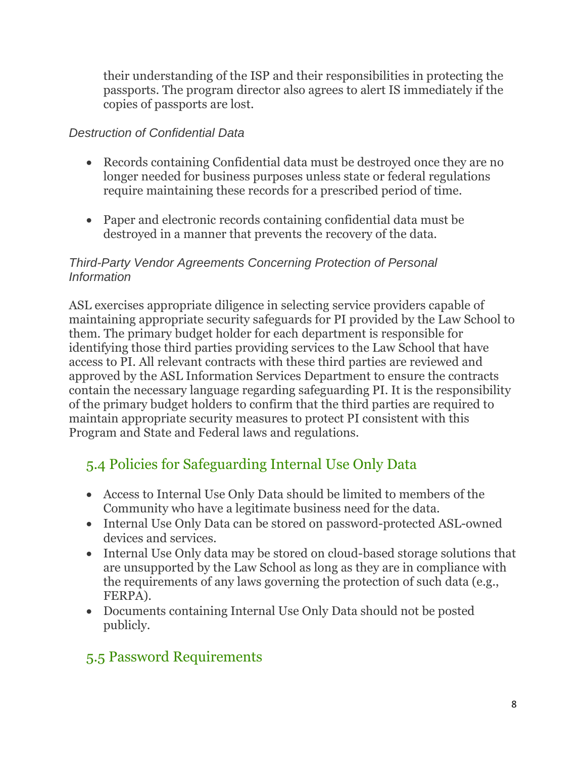their understanding of the ISP and their responsibilities in protecting the passports. The program director also agrees to alert IS immediately if the copies of passports are lost.

*Destruction of Confidential Data*

- Records containing Confidential data must be destroyed once they are no longer needed for business purposes unless state or federal regulations require maintaining these records for a prescribed period of time.

- Paper and electronic records containing confidential data must be destroyed in a manner that prevents the recovery of the data.

*Third-Party Vendor Agreements Concerning Protection of Personal Information*

ASL exercises appropriate diligence in selecting service providers capable of maintaining appropriate security safeguards for PI provided by the Law School to them. The primary budget holder for each department is responsible for identifying those third parties providing services to the Law School that have access to PI. All relevant contracts with these third parties are reviewed and approved by the ASL Information Services Department to ensure the contracts contain the necessary language regarding safeguarding PI. It is the responsibility of the primary budget holders to confirm that the third parties are required to maintain appropriate security measures to protect PI consistent with this Program and State and Federal laws and regulations.

## 5.4 Policies for Safeguarding Internal Use Only Data

- Access to Internal Use Only Data should be limited to members of the Community who have a legitimate business need for the data.
- Internal Use Only Data can be stored on password-protected ASL-owned devices and services.
- Internal Use Only data may be stored on cloud-based storage solutions that are unsupported by the Law School as long as they are in compliance with the requirements of any laws governing the protection of such data (e.g., FERPA).
- Documents containing Internal Use Only Data should not be posted publicly.

## 5.5 Password Requirements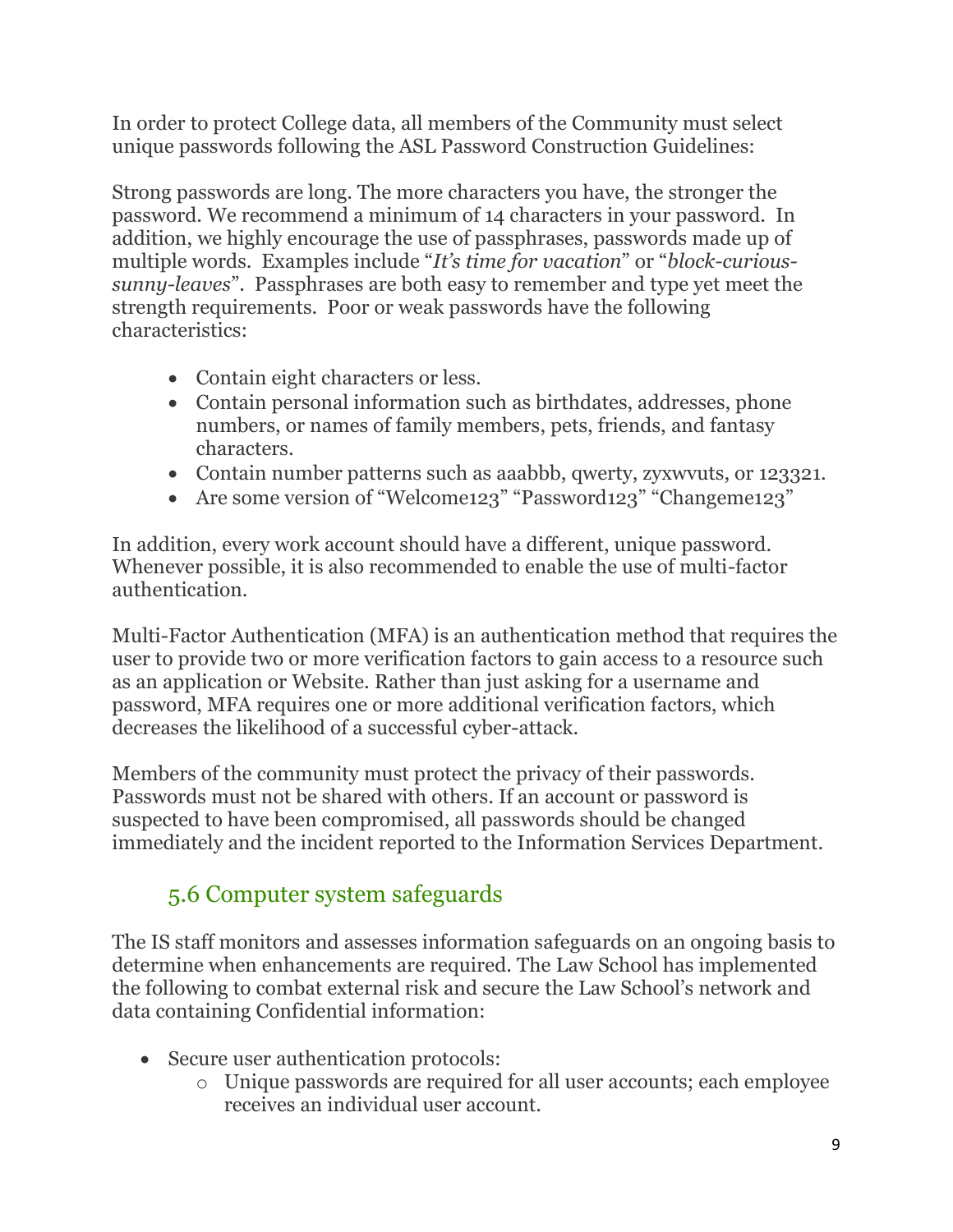In order to protect College data, all members of the Community must select unique passwords following the ASL Password Construction Guidelines:

Strong passwords are long. The more characters you have, the stronger the password. We recommend a minimum of 14 characters in your password. In addition, we highly encourage the use of passphrases, passwords made up of multiple words. Examples include "*It's time for vacation*" or "*block-curious-sunny-leaves*". Passphrases are both easy to remember and type yet meet the strength requirements. Poor or weak passwords have the following characteristics:

- Contain eight characters or less.
- Contain personal information such as birthdates, addresses, phone numbers, or names of family members, pets, friends, and fantasy characters.
- Contain number patterns such as aaabbb, qwerty, zyxwvuts, or 123321.
- Are some version of "Welcome123" "Password123" "Changeme123"

In addition, every work account should have a different, unique password. Whenever possible, it is also recommended to enable the use of multi-factor authentication.

Multi-Factor Authentication (MFA) is an authentication method that requires the user to provide two or more verification factors to gain access to a resource such as an application or Website. Rather than just asking for a username and password, MFA requires one or more additional verification factors, which decreases the likelihood of a successful cyber-attack.

Members of the community must protect the privacy of their passwords. Passwords must not be shared with others. If an account or password is suspected to have been compromised, all passwords should be changed immediately and the incident reported to the Information Services Department.

## 5.6 Computer system safeguards

The IS staff monitors and assesses information safeguards on an ongoing basis to determine when enhancements are required. The Law School has implemented the following to combat external risk and secure the Law School's network and data containing Confidential information:

- Secure user authentication protocols:
  - Unique passwords are required for all user accounts; each employee receives an individual user account.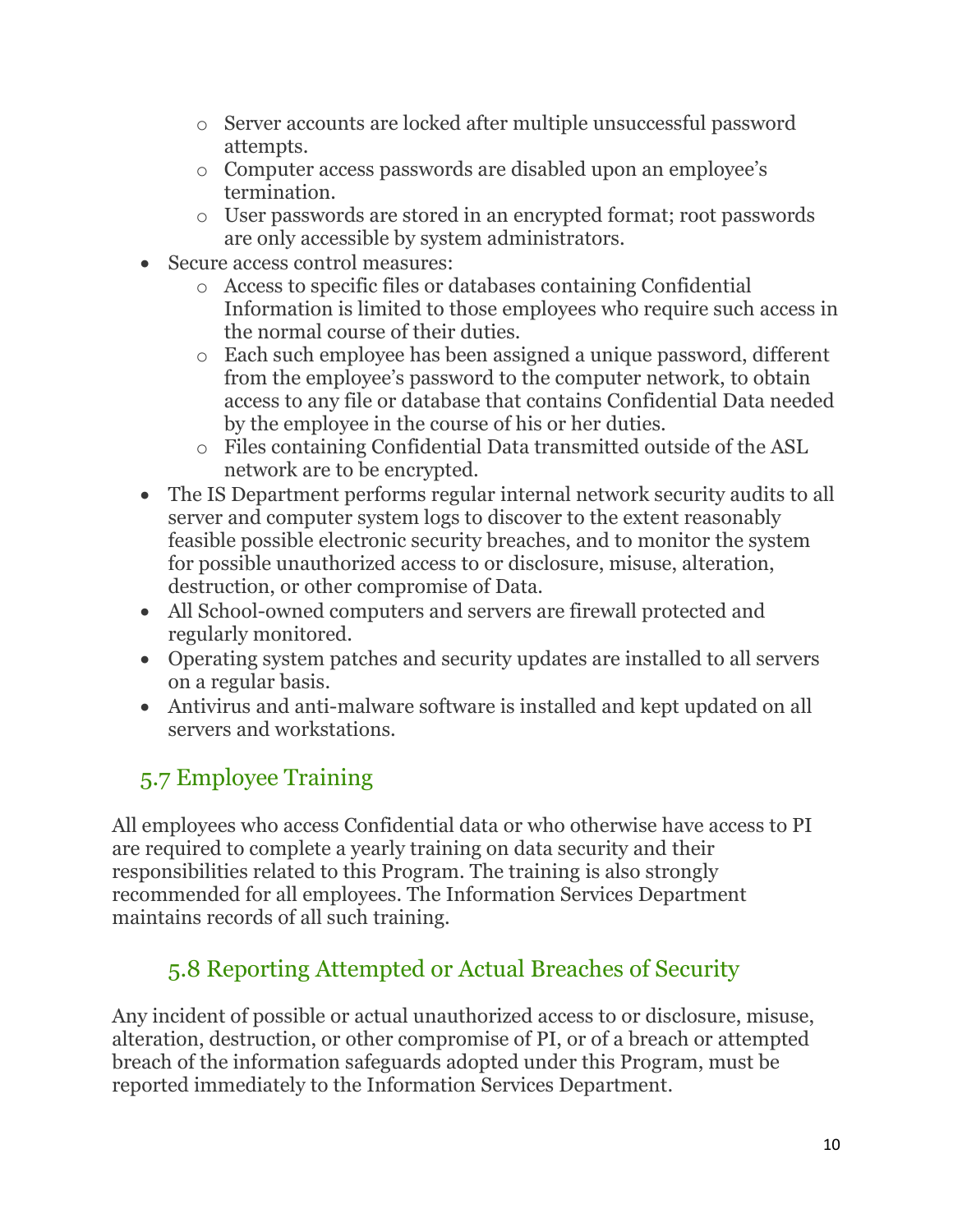- Server accounts are locked after multiple unsuccessful password attempts.
    - Computer access passwords are disabled upon an employee's termination.
    - User passwords are stored in an encrypted format; root passwords are only accessible by system administrators.
- Secure access control measures:
    - Access to specific files or databases containing Confidential Information is limited to those employees who require such access in the normal course of their duties.
    - Each such employee has been assigned a unique password, different from the employee's password to the computer network, to obtain access to any file or database that contains Confidential Data needed by the employee in the course of his or her duties.
    - Files containing Confidential Data transmitted outside of the ASL network are to be encrypted.
- The IS Department performs regular internal network security audits to all server and computer system logs to discover to the extent reasonably feasible possible electronic security breaches, and to monitor the system for possible unauthorized access to or disclosure, misuse, alteration, destruction, or other compromise of Data.
- All School-owned computers and servers are firewall protected and regularly monitored.
- Operating system patches and security updates are installed to all servers on a regular basis.
- Antivirus and anti-malware software is installed and kept updated on all servers and workstations.

## 5.7 Employee Training

All employees who access Confidential data or who otherwise have access to PI are required to complete a yearly training on data security and their responsibilities related to this Program. The training is also strongly recommended for all employees. The Information Services Department maintains records of all such training.

## 5.8 Reporting Attempted or Actual Breaches of Security

Any incident of possible or actual unauthorized access to or disclosure, misuse, alteration, destruction, or other compromise of PI, or of a breach or attempted breach of the information safeguards adopted under this Program, must be reported immediately to the Information Services Department.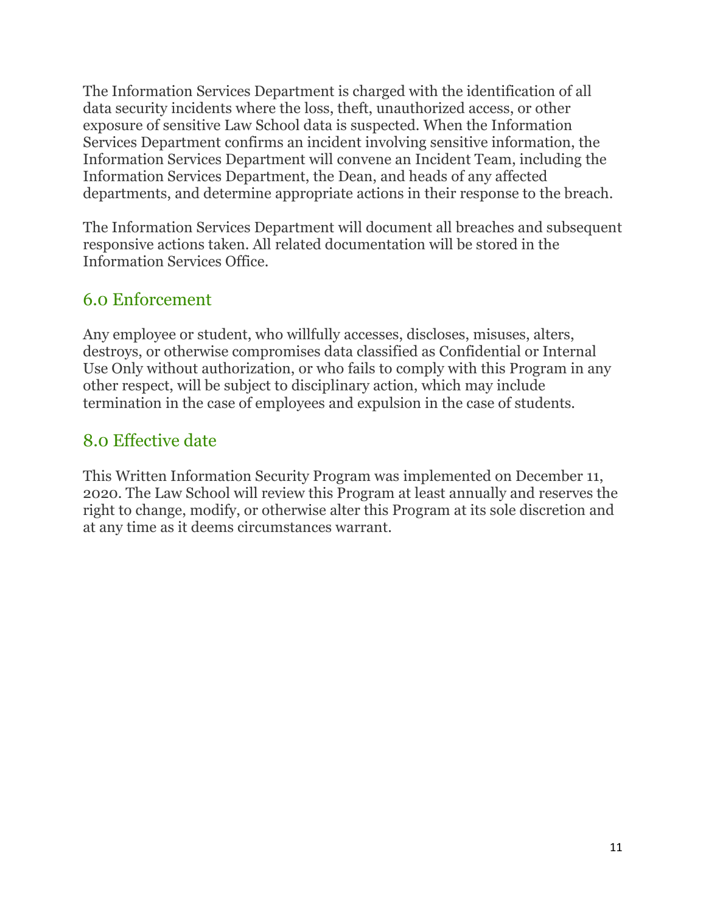The Information Services Department is charged with the identification of all data security incidents where the loss, theft, unauthorized access, or other exposure of sensitive Law School data is suspected. When the Information Services Department confirms an incident involving sensitive information, the Information Services Department will convene an Incident Team, including the Information Services Department, the Dean, and heads of any affected departments, and determine appropriate actions in their response to the breach.

The Information Services Department will document all breaches and subsequent responsive actions taken. All related documentation will be stored in the Information Services Office.

## 6.0 Enforcement

Any employee or student, who willfully accesses, discloses, misuses, alters, destroys, or otherwise compromises data classified as Confidential or Internal Use Only without authorization, or who fails to comply with this Program in any other respect, will be subject to disciplinary action, which may include termination in the case of employees and expulsion in the case of students.

## 8.0 Effective date

This Written Information Security Program was implemented on December 11, 2020. The Law School will review this Program at least annually and reserves the right to change, modify, or otherwise alter this Program at its sole discretion and at any time as it deems circumstances warrant.